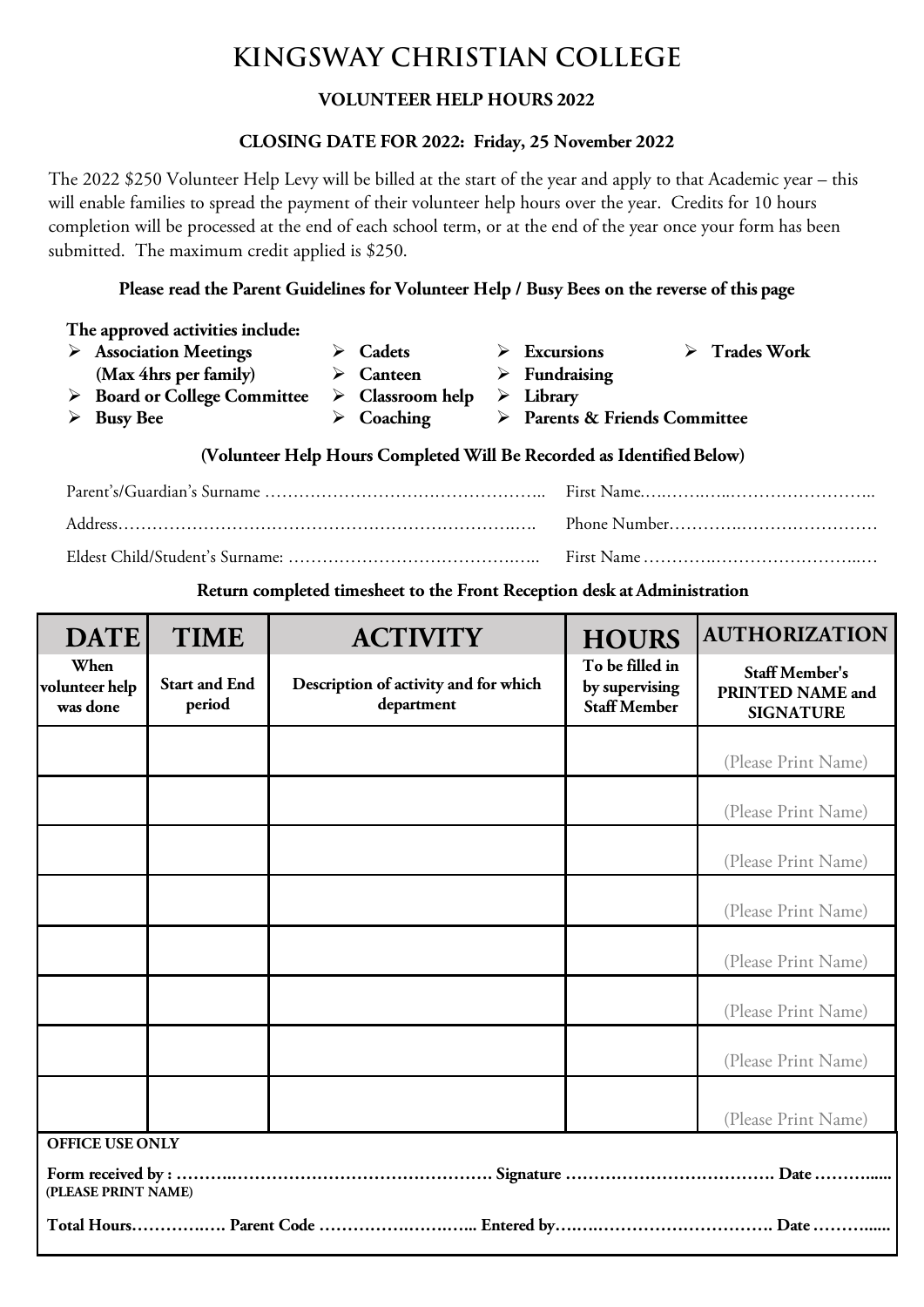# KINGSWAY CHRISTIAN COLLEGE

**VOLUNTEER HELP HOURS 2022**

**CLOSING DATE FOR 2022: Friday, 25 November 2022**

The 2022 $250 Volunteer Help Levy will be billed at the start of the year and apply to that Academic year – this will enable families to spread the payment of their volunteer help hours over the year. Credits for 10 hours completion will be processed at the end of each school term, or at the end of the year once your form has been submitted. The maximum credit applied is $250.

**Please read the Parent Guidelines for Volunteer Help / Busy Bees on the reverse of this page**

**The approved activities include:**

- **Association Meetings (Max 4hrs per family)**
- **Board or College Committee**
- **Busy Bee**
- **Cadets**
- **Canteen**
- **Classroom help**
- **Coaching**
- **Excursions**
- **Fundraising**
- **Library**
- **Parents & Friends Committee**
- **Trades Work**

**(Volunteer Help Hours Completed Will Be Recorded as Identified Below)**

Parent's/Guardian's Surname ………………………………………….. First Name……………………………………..

Address………………………………………………………………… Phone Number…………………………………

Eldest Child/Student's Surname: ………………………………………. First Name ……………………………………

**Return completed timesheet to the Front Reception desk at Administration**

| DATE | TIME | ACTIVITY | HOURS | AUTHORIZATION |
|---|---|---|---|---|
| When volunteer help was done | Start and End period | Description of activity and for which department | To be filled in by supervising Staff Member | Staff Member's PRINTED NAME and SIGNATURE |
| | | | | (Please Print Name) |
| | | | | (Please Print Name) |
| | | | | (Please Print Name) |
| | | | | (Please Print Name) |
| | | | | (Please Print Name) |
| | | | | (Please Print Name) |
| | | | | (Please Print Name) |
| | | | | (Please Print Name) |

**OFFICE USE ONLY**

**Form received by : ……………………………………………………… Signature ………………………………. Date …………...**
**(PLEASE PRINT NAME)**

**Total Hours……………. Parent Code ……………………….. Entered by………………………………… Date …………...**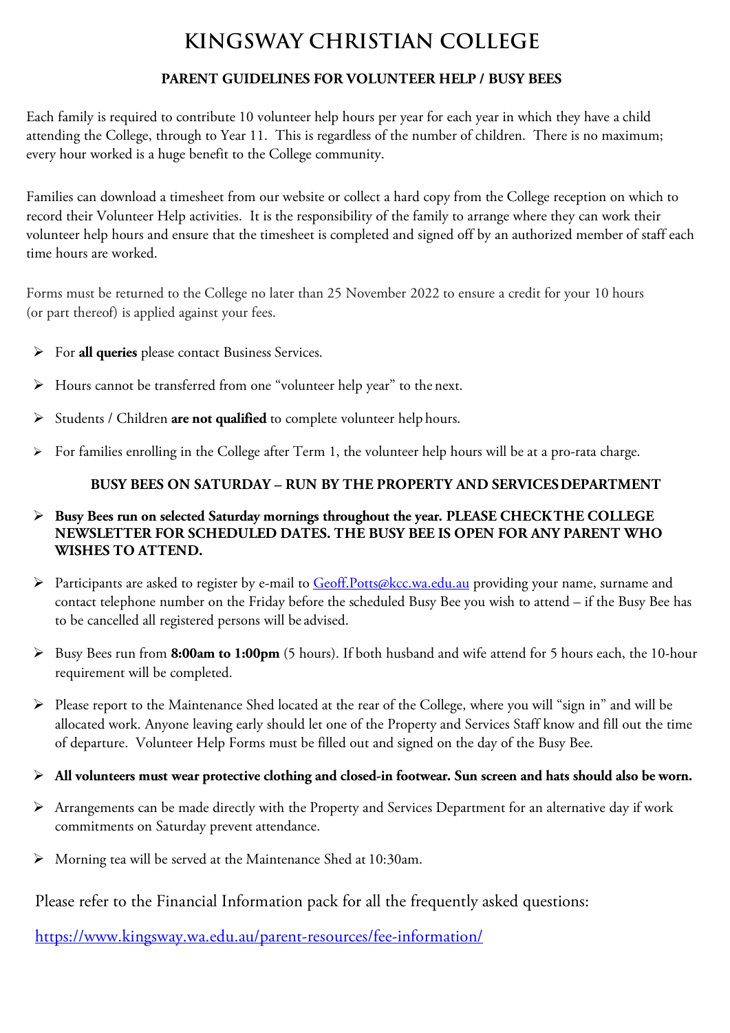# KINGSWAY CHRISTIAN COLLEGE

## PARENT GUIDELINES FOR VOLUNTEER HELP / BUSY BEES

Each family is required to contribute 10 volunteer help hours per year for each year in which they have a child attending the College, through to Year 11. This is regardless of the number of children. There is no maximum; every hour worked is a huge benefit to the College community.

Families can download a timesheet from our website or collect a hard copy from the College reception on which to record their Volunteer Help activities. It is the responsibility of the family to arrange where they can work their volunteer help hours and ensure that the timesheet is completed and signed off by an authorized member of staff each time hours are worked.

Forms must be returned to the College no later than 25 November 2022 to ensure a credit for your 10 hours (or part thereof) is applied against your fees.

- For **all queries** please contact Business Services.
- Hours cannot be transferred from one "volunteer help year" to the next.
- Students / Children **are not qualified** to complete volunteer help hours.
- For families enrolling in the College after Term 1, the volunteer help hours will be at a pro-rata charge.

### BUSY BEES ON SATURDAY – RUN BY THE PROPERTY AND SERVICES DEPARTMENT

- **Busy Bees run on selected Saturday mornings throughout the year. PLEASE CHECK THE COLLEGE NEWSLETTER FOR SCHEDULED DATES. THE BUSY BEE IS OPEN FOR ANY PARENT WHO WISHES TO ATTEND.**
- Participants are asked to register by e-mail to [Geoff.Potts@kcc.wa.edu.au](mailto:Geoff.Potts@kcc.wa.edu.au) providing your name, surname and contact telephone number on the Friday before the scheduled Busy Bee you wish to attend – if the Busy Bee has to be cancelled all registered persons will be advised.
- Busy Bees run from **8:00am to 1:00pm** (5 hours). If both husband and wife attend for 5 hours each, the 10-hour requirement will be completed.
- Please report to the Maintenance Shed located at the rear of the College, where you will "sign in" and will be allocated work. Anyone leaving early should let one of the Property and Services Staff know and fill out the time of departure. Volunteer Help Forms must be filled out and signed on the day of the Busy Bee.
- **All volunteers must wear protective clothing and closed-in footwear. Sun screen and hats should also be worn.**
- Arrangements can be made directly with the Property and Services Department for an alternative day if work commitments on Saturday prevent attendance.
- Morning tea will be served at the Maintenance Shed at 10:30am.

Please refer to the Financial Information pack for all the frequently asked questions:

[https://www.kingsway.wa.edu.au/parent-resources/fee-information/](https://www.kingsway.wa.edu.au/parent-resources/fee-information/)